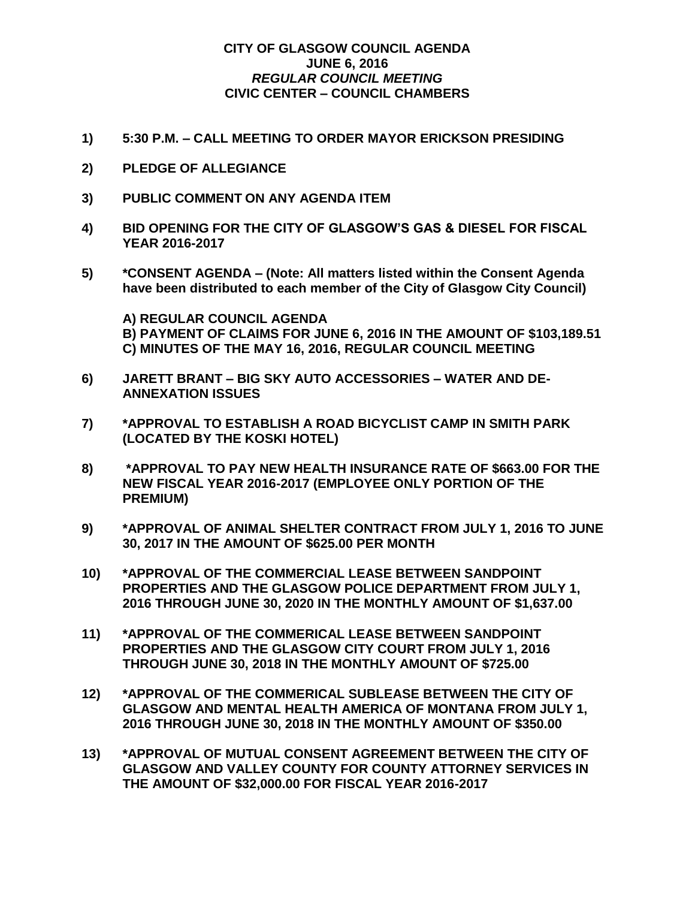# CITY OF GLASGOW COUNCIL AGENDA
## JUNE 6, 2016
### *REGULAR COUNCIL MEETING*
### CIVIC CENTER – COUNCIL CHAMBERS

**1) 5:30 P.M. – CALL MEETING TO ORDER MAYOR ERICKSON PRESIDING**

**2) PLEDGE OF ALLEGIANCE**

**3) PUBLIC COMMENT ON ANY AGENDA ITEM**

**4) BID OPENING FOR THE CITY OF GLASGOW'S GAS & DIESEL FOR FISCAL YEAR 2016-2017**

**5) *CONSENT AGENDA – (Note: All matters listed within the Consent Agenda have been distributed to each member of the City of Glasgow City Council)**

**A) REGULAR COUNCIL AGENDA**
**B) PAYMENT OF CLAIMS FOR JUNE 6, 2016 IN THE AMOUNT OF $103,189.51**
**C) MINUTES OF THE MAY 16, 2016, REGULAR COUNCIL MEETING**

**6) JARETT BRANT – BIG SKY AUTO ACCESSORIES – WATER AND DE-ANNEXATION ISSUES**

**7) *APPROVAL TO ESTABLISH A ROAD BICYCLIST CAMP IN SMITH PARK (LOCATED BY THE KOSKI HOTEL)**

**8) *APPROVAL TO PAY NEW HEALTH INSURANCE RATE OF $663.00 FOR THE NEW FISCAL YEAR 2016-2017 (EMPLOYEE ONLY PORTION OF THE PREMIUM)**

**9) *APPROVAL OF ANIMAL SHELTER CONTRACT FROM JULY 1, 2016 TO JUNE 30, 2017 IN THE AMOUNT OF $625.00 PER MONTH**

**10) *APPROVAL OF THE COMMERCIAL LEASE BETWEEN SANDPOINT PROPERTIES AND THE GLASGOW POLICE DEPARTMENT FROM JULY 1, 2016 THROUGH JUNE 30, 2020 IN THE MONTHLY AMOUNT OF $1,637.00**

**11) *APPROVAL OF THE COMMERICAL LEASE BETWEEN SANDPOINT PROPERTIES AND THE GLASGOW CITY COURT FROM JULY 1, 2016 THROUGH JUNE 30, 2018 IN THE MONTHLY AMOUNT OF $725.00**

**12) *APPROVAL OF THE COMMERICAL SUBLEASE BETWEEN THE CITY OF GLASGOW AND MENTAL HEALTH AMERICA OF MONTANA FROM JULY 1, 2016 THROUGH JUNE 30, 2018 IN THE MONTHLY AMOUNT OF $350.00**

**13) *APPROVAL OF MUTUAL CONSENT AGREEMENT BETWEEN THE CITY OF GLASGOW AND VALLEY COUNTY FOR COUNTY ATTORNEY SERVICES IN THE AMOUNT OF $32,000.00 FOR FISCAL YEAR 2016-2017**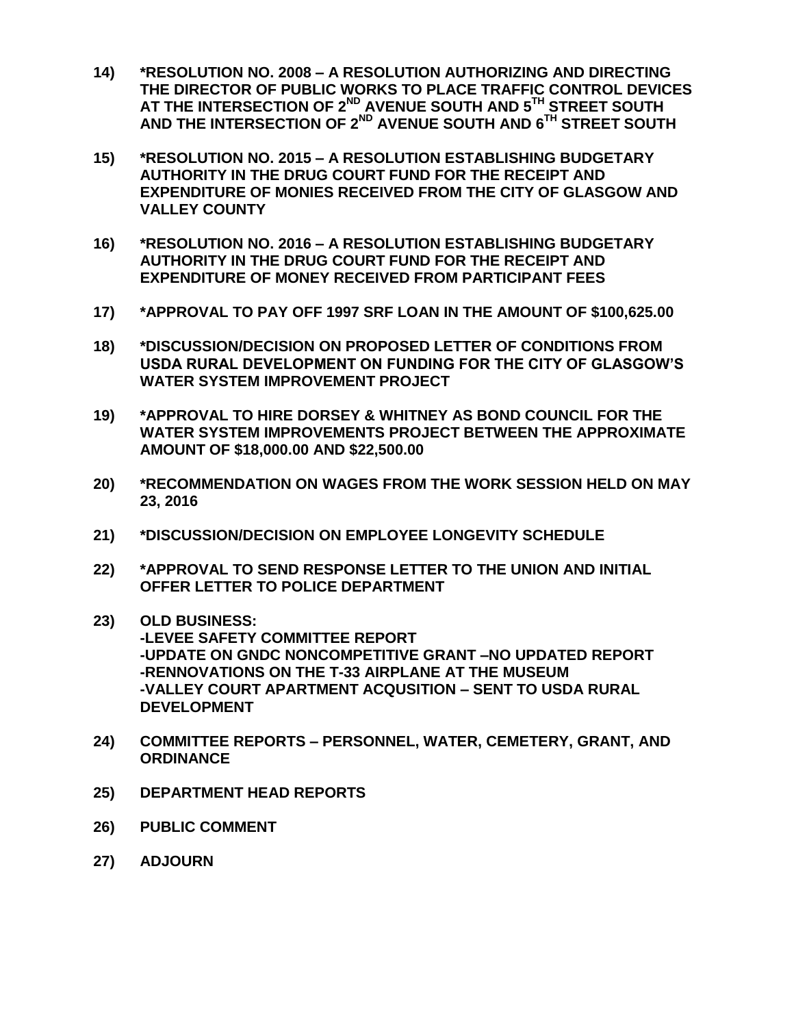**14) \*RESOLUTION NO. 2008 – A RESOLUTION AUTHORIZING AND DIRECTING THE DIRECTOR OF PUBLIC WORKS TO PLACE TRAFFIC CONTROL DEVICES AT THE INTERSECTION OF 2ND AVENUE SOUTH AND 5TH STREET SOUTH AND THE INTERSECTION OF 2ND AVENUE SOUTH AND 6TH STREET SOUTH**

**15) \*RESOLUTION NO. 2015 – A RESOLUTION ESTABLISHING BUDGETARY AUTHORITY IN THE DRUG COURT FUND FOR THE RECEIPT AND EXPENDITURE OF MONIES RECEIVED FROM THE CITY OF GLASGOW AND VALLEY COUNTY**

**16) \*RESOLUTION NO. 2016 – A RESOLUTION ESTABLISHING BUDGETARY AUTHORITY IN THE DRUG COURT FUND FOR THE RECEIPT AND EXPENDITURE OF MONEY RECEIVED FROM PARTICIPANT FEES**

**17) \*APPROVAL TO PAY OFF 1997 SRF LOAN IN THE AMOUNT OF $100,625.00**

**18) \*DISCUSSION/DECISION ON PROPOSED LETTER OF CONDITIONS FROM USDA RURAL DEVELOPMENT ON FUNDING FOR THE CITY OF GLASGOW'S WATER SYSTEM IMPROVEMENT PROJECT**

**19) \*APPROVAL TO HIRE DORSEY & WHITNEY AS BOND COUNCIL FOR THE WATER SYSTEM IMPROVEMENTS PROJECT BETWEEN THE APPROXIMATE AMOUNT OF $18,000.00 AND $22,500.00**

**20) \*RECOMMENDATION ON WAGES FROM THE WORK SESSION HELD ON MAY 23, 2016**

**21) \*DISCUSSION/DECISION ON EMPLOYEE LONGEVITY SCHEDULE**

**22) \*APPROVAL TO SEND RESPONSE LETTER TO THE UNION AND INITIAL OFFER LETTER TO POLICE DEPARTMENT**

**23) OLD BUSINESS:**
**-LEVEE SAFETY COMMITTEE REPORT**
**-UPDATE ON GNDC NONCOMPETITIVE GRANT –NO UPDATED REPORT**
**-RENNOVATIONS ON THE T-33 AIRPLANE AT THE MUSEUM**
**-VALLEY COURT APARTMENT ACQUSITION – SENT TO USDA RURAL DEVELOPMENT**

**24) COMMITTEE REPORTS – PERSONNEL, WATER, CEMETERY, GRANT, AND ORDINANCE**

**25) DEPARTMENT HEAD REPORTS**

**26) PUBLIC COMMENT**

**27) ADJOURN**